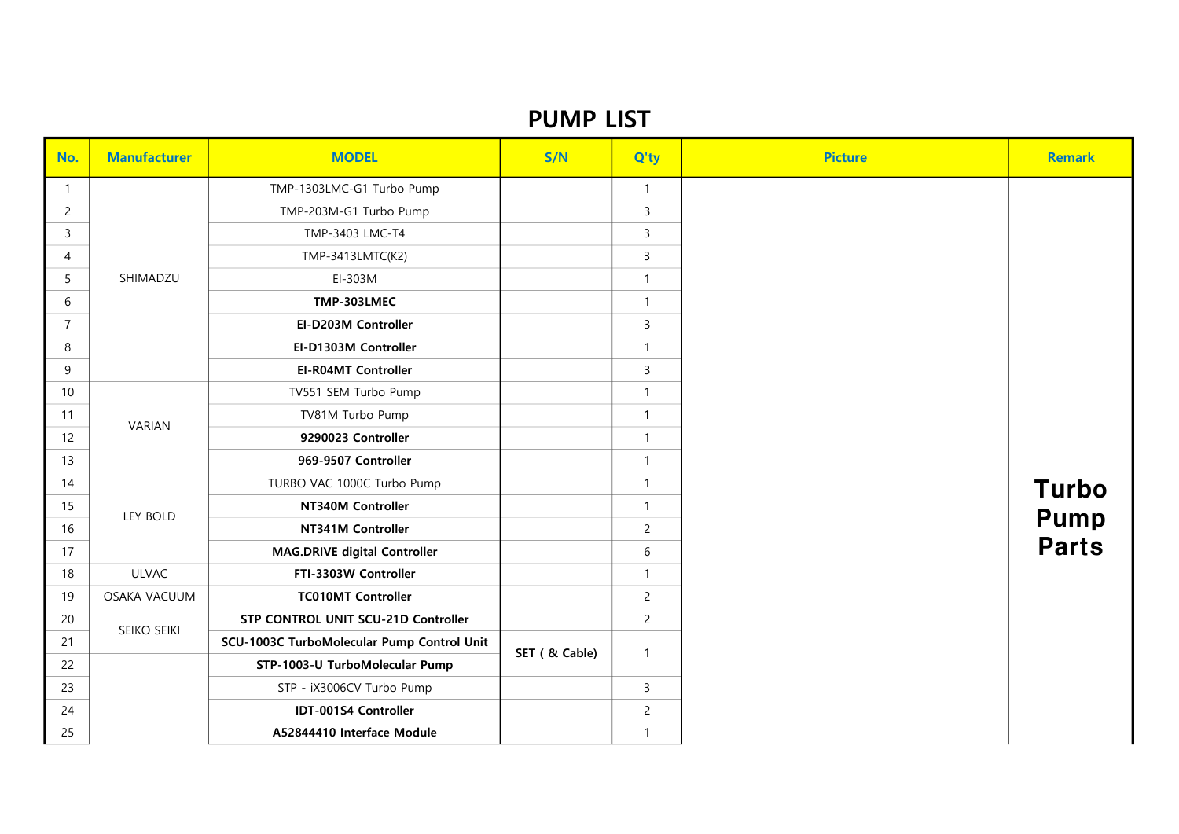# PUMP LIST

| No. | Manufacturer | MODEL | S/N | Q'ty | Picture | Remark |
|---|---|---|---|---|---|---|
| 1 | SHIMADZU | TMP-1303LMC-G1 Turbo Pump | | 1 | | Turbo Pump Parts |
| 2 | | TMP-203M-G1 Turbo Pump | | 3 | | |
| 3 | | TMP-3403 LMC-T4 | | 3 | | |
| 4 | | TMP-3413LMTC(K2) | | 3 | | |
| 5 | | EI-303M | | 1 | | |
| 6 | | **TMP-303LMEC** | | 1 | | |
| 7 | | **EI-D203M Controller** | | 3 | | |
| 8 | | **EI-D1303M Controller** | | 1 | | |
| 9 | | **EI-R04MT Controller** | | 3 | | |
| 10 | VARIAN | TV551 SEM Turbo Pump | | 1 | | |
| 11 | | TV81M Turbo Pump | | 1 | | |
| 12 | | **9290023 Controller** | | 1 | | |
| 13 | | **969-9507 Controller** | | 1 | | |
| 14 | LEY BOLD | TURBO VAC 1000C Turbo Pump | | 1 | | |
| 15 | | **NT340M Controller** | | 1 | | |
| 16 | | **NT341M Controller** | | 2 | | |
| 17 | | **MAG.DRIVE digital Controller** | | 6 | | |
| 18 | ULVAC | **FTI-3303W Controller** | | 1 | | |
| 19 | OSAKA VACUUM | **TC010MT Controller** | | 2 | | |
| 20 | SEIKO SEIKI | **STP CONTROL UNIT SCU-21D Controller** | | 2 | | |
| 21 | | **SCU-1003C TurboMolecular Pump Control Unit** | **SET ( & Cable)** | 1 | | |
| 22 | | **STP-1003-U TurboMolecular Pump** | | | | |
| 23 | | STP - iX3006CV Turbo Pump | | 3 | | |
| 24 | | **IDT-001S4 Controller** | | 2 | | |
| 25 | | **A52844410 Interface Module** | | 1 | | |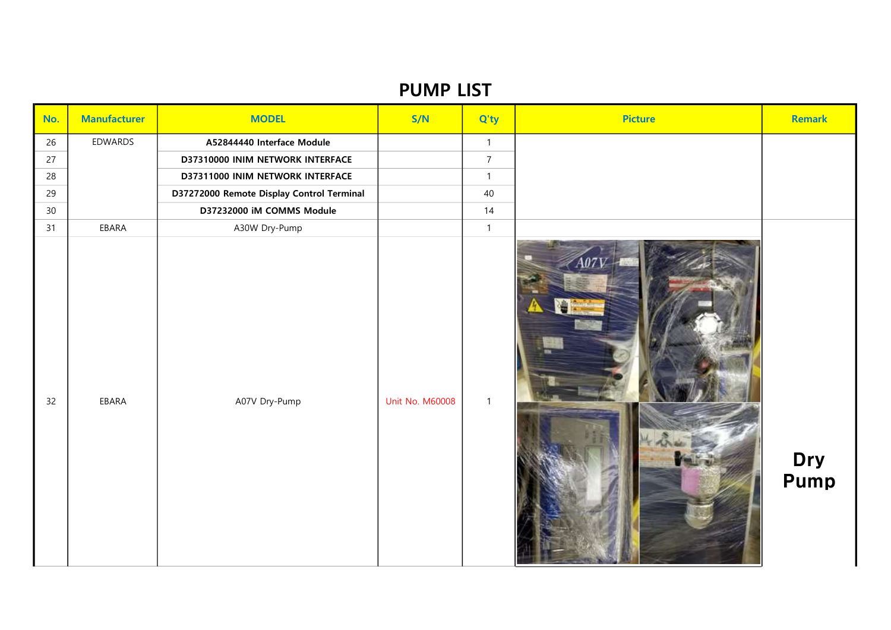# PUMP LIST

| No. | Manufacturer | MODEL | S/N | Q'ty | Picture | Remark |
|---|---|---|---|---|---|---|
| 26 | EDWARDS | **A52844440 Interface Module** | | 1 | | |
| 27 | | **D37310000 INIM NETWORK INTERFACE** | | 7 | | |
| 28 | | **D37311000 INIM NETWORK INTERFACE** | | 1 | | |
| 29 | | **D37272000 Remote Display Control Terminal** | | 40 | | |
| 30 | | **D37232000 iM COMMS Module** | | 14 | | |
| 31 | EBARA | A30W Dry-Pump | | 1 | | **Dry Pump** |
| 32 | EBARA | A07V Dry-Pump | Unit No. M60008 | 1 | | |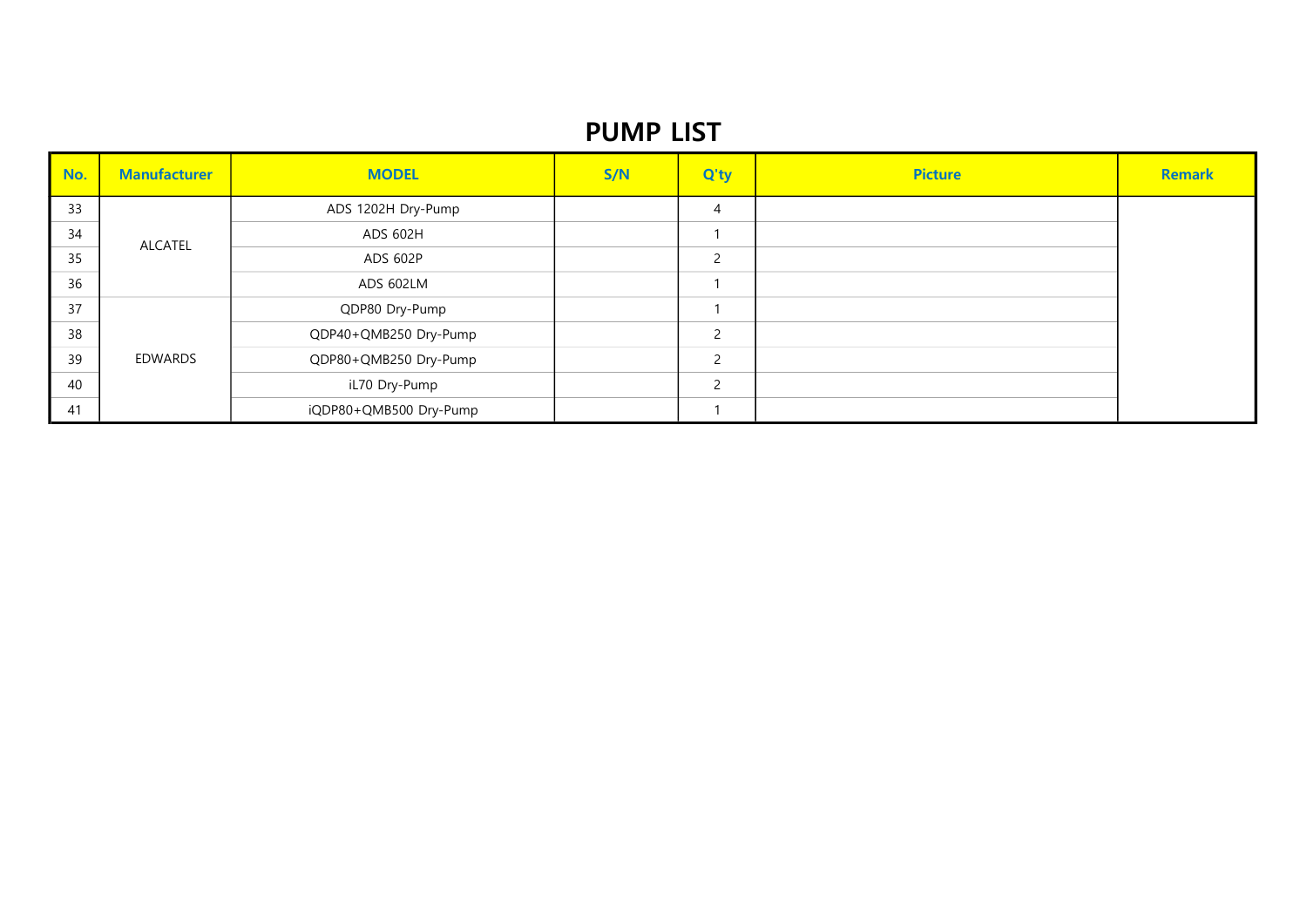# PUMP LIST

| No. | Manufacturer | MODEL | S/N | Q'ty | Picture | Remark |
|---|---|---|---|---|---|---|
| 33 | ALCATEL | ADS 1202H Dry-Pump | | 4 | | |
| 34 | | ADS 602H | | 1 | | |
| 35 | | ADS 602P | | 2 | | |
| 36 | | ADS 602LM | | 1 | | |
| 37 | EDWARDS | QDP80 Dry-Pump | | 1 | | |
| 38 | | QDP40+QMB250 Dry-Pump | | 2 | | |
| 39 | | QDP80+QMB250 Dry-Pump | | 2 | | |
| 40 | | iL70 Dry-Pump | | 2 | | |
| 41 | | iQDP80+QMB500 Dry-Pump | | 1 | | |